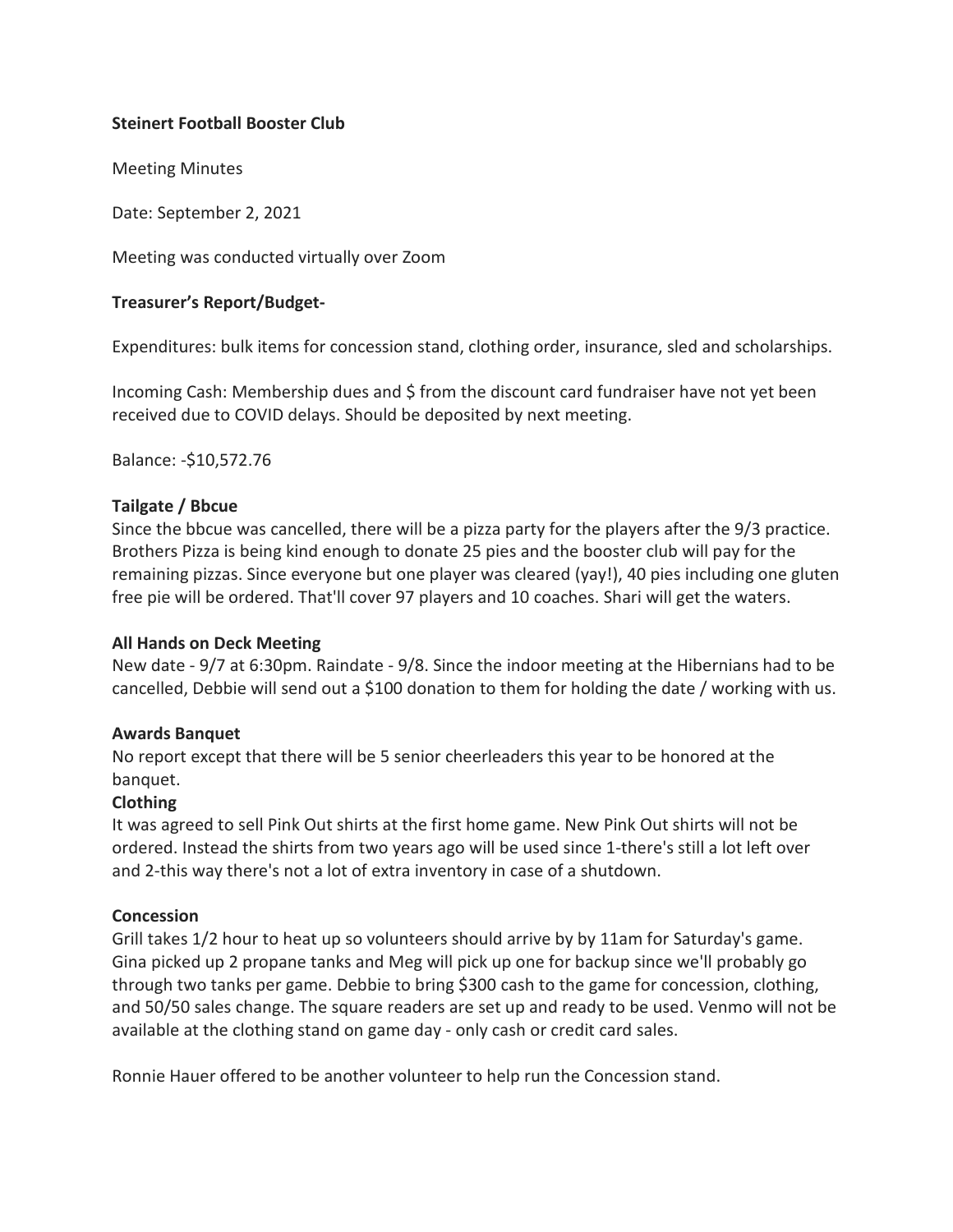**Steinert Football Booster Club**

Meeting Minutes

Date: September 2, 2021

Meeting was conducted virtually over Zoom

**Treasurer's Report/Budget-**

Expenditures: bulk items for concession stand, clothing order, insurance, sled and scholarships.

Incoming Cash: Membership dues and $ from the discount card fundraiser have not yet been received due to COVID delays. Should be deposited by next meeting.

Balance: -$10,572.76

**Tailgate / Bbcue**

Since the bbcue was cancelled, there will be a pizza party for the players after the 9/3 practice. Brothers Pizza is being kind enough to donate 25 pies and the booster club will pay for the remaining pizzas. Since everyone but one player was cleared (yay!), 40 pies including one gluten free pie will be ordered. That'll cover 97 players and 10 coaches. Shari will get the waters.

**All Hands on Deck Meeting**

New date - 9/7 at 6:30pm. Raindate - 9/8. Since the indoor meeting at the Hibernians had to be cancelled, Debbie will send out a $100 donation to them for holding the date / working with us.

**Awards Banquet**

No report except that there will be 5 senior cheerleaders this year to be honored at the banquet.

**Clothing**

It was agreed to sell Pink Out shirts at the first home game. New Pink Out shirts will not be ordered. Instead the shirts from two years ago will be used since 1-there's still a lot left over and 2-this way there's not a lot of extra inventory in case of a shutdown.

**Concession**

Grill takes 1/2 hour to heat up so volunteers should arrive by by 11am for Saturday's game. Gina picked up 2 propane tanks and Meg will pick up one for backup since we'll probably go through two tanks per game. Debbie to bring $300 cash to the game for concession, clothing, and 50/50 sales change. The square readers are set up and ready to be used. Venmo will not be available at the clothing stand on game day - only cash or credit card sales.

Ronnie Hauer offered to be another volunteer to help run the Concession stand.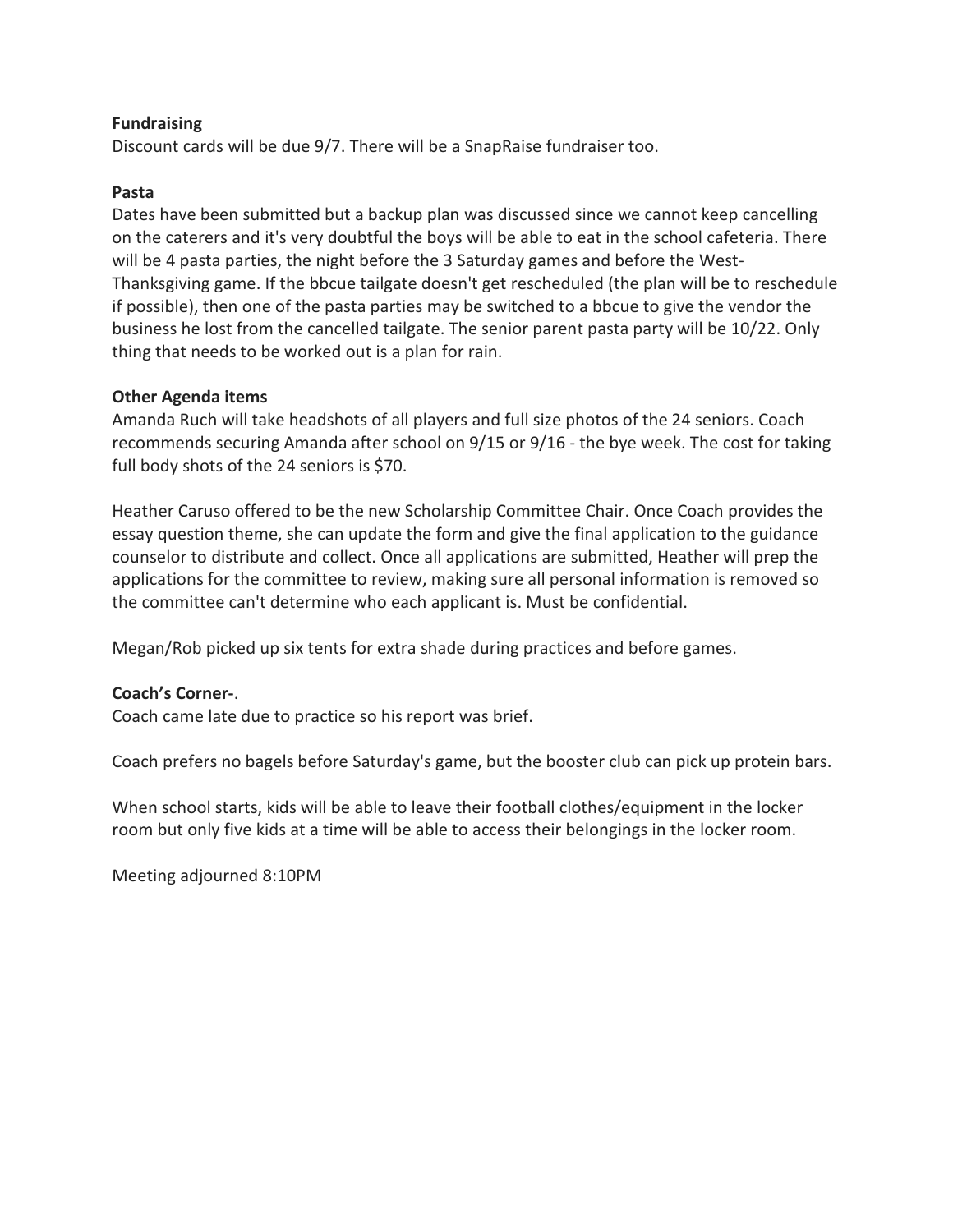**Fundraising**
Discount cards will be due 9/7. There will be a SnapRaise fundraiser too.

**Pasta**
Dates have been submitted but a backup plan was discussed since we cannot keep cancelling on the caterers and it's very doubtful the boys will be able to eat in the school cafeteria. There will be 4 pasta parties, the night before the 3 Saturday games and before the West-Thanksgiving game. If the bbcue tailgate doesn't get rescheduled (the plan will be to reschedule if possible), then one of the pasta parties may be switched to a bbcue to give the vendor the business he lost from the cancelled tailgate. The senior parent pasta party will be 10/22. Only thing that needs to be worked out is a plan for rain.

**Other Agenda items**
Amanda Ruch will take headshots of all players and full size photos of the 24 seniors. Coach recommends securing Amanda after school on 9/15 or 9/16 - the bye week. The cost for taking full body shots of the 24 seniors is $70.

Heather Caruso offered to be the new Scholarship Committee Chair. Once Coach provides the essay question theme, she can update the form and give the final application to the guidance counselor to distribute and collect. Once all applications are submitted, Heather will prep the applications for the committee to review, making sure all personal information is removed so the committee can't determine who each applicant is. Must be confidential.

Megan/Rob picked up six tents for extra shade during practices and before games.

**Coach's Corner-**.
Coach came late due to practice so his report was brief.

Coach prefers no bagels before Saturday's game, but the booster club can pick up protein bars.

When school starts, kids will be able to leave their football clothes/equipment in the locker room but only five kids at a time will be able to access their belongings in the locker room.

Meeting adjourned 8:10PM